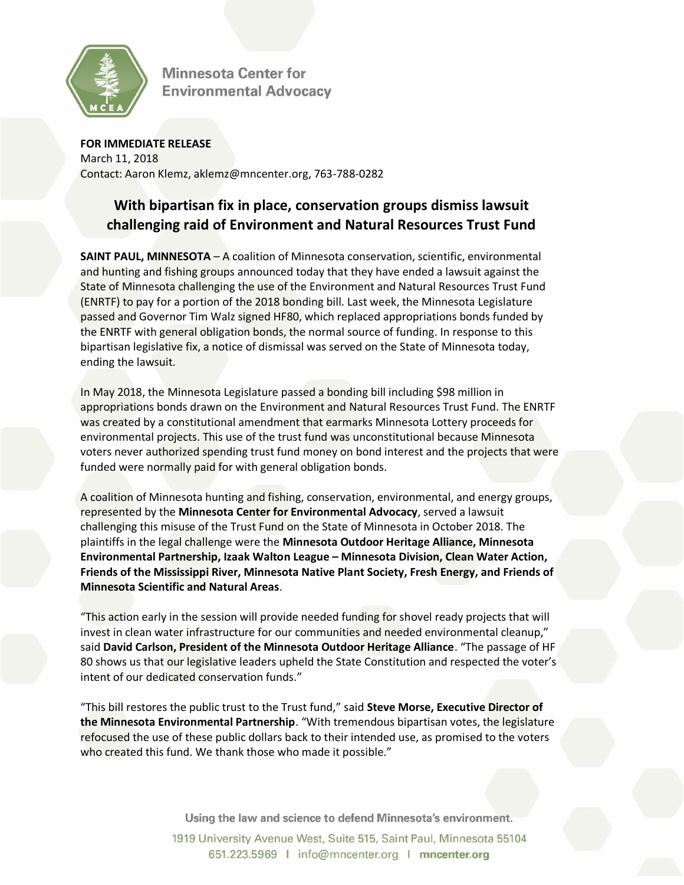Minnesota Center for Environmental Advocacy

**FOR IMMEDIATE RELEASE**
March 11, 2018
Contact: Aaron Klemz, aklemz@mncenter.org, 763-788-0282

## With bipartisan fix in place, conservation groups dismiss lawsuit challenging raid of Environment and Natural Resources Trust Fund

**SAINT PAUL, MINNESOTA** – A coalition of Minnesota conservation, scientific, environmental and hunting and fishing groups announced today that they have ended a lawsuit against the State of Minnesota challenging the use of the Environment and Natural Resources Trust Fund (ENRTF) to pay for a portion of the 2018 bonding bill. Last week, the Minnesota Legislature passed and Governor Tim Walz signed HF80, which replaced appropriations bonds funded by the ENRTF with general obligation bonds, the normal source of funding. In response to this bipartisan legislative fix, a notice of dismissal was served on the State of Minnesota today, ending the lawsuit.

In May 2018, the Minnesota Legislature passed a bonding bill including $98 million in appropriations bonds drawn on the Environment and Natural Resources Trust Fund. The ENRTF was created by a constitutional amendment that earmarks Minnesota Lottery proceeds for environmental projects. This use of the trust fund was unconstitutional because Minnesota voters never authorized spending trust fund money on bond interest and the projects that were funded were normally paid for with general obligation bonds.

A coalition of Minnesota hunting and fishing, conservation, environmental, and energy groups, represented by the **Minnesota Center for Environmental Advocacy**, served a lawsuit challenging this misuse of the Trust Fund on the State of Minnesota in October 2018. The plaintiffs in the legal challenge were the **Minnesota Outdoor Heritage Alliance, Minnesota Environmental Partnership, Izaak Walton League – Minnesota Division, Clean Water Action, Friends of the Mississippi River, Minnesota Native Plant Society, Fresh Energy, and Friends of Minnesota Scientific and Natural Areas**.

"This action early in the session will provide needed funding for shovel ready projects that will invest in clean water infrastructure for our communities and needed environmental cleanup," said **David Carlson, President of the Minnesota Outdoor Heritage Alliance**. "The passage of HF 80 shows us that our legislative leaders upheld the State Constitution and respected the voter's intent of our dedicated conservation funds."

"This bill restores the public trust to the Trust fund," said **Steve Morse, Executive Director of the Minnesota Environmental Partnership**. "With tremendous bipartisan votes, the legislature refocused the use of these public dollars back to their intended use, as promised to the voters who created this fund. We thank those who made it possible."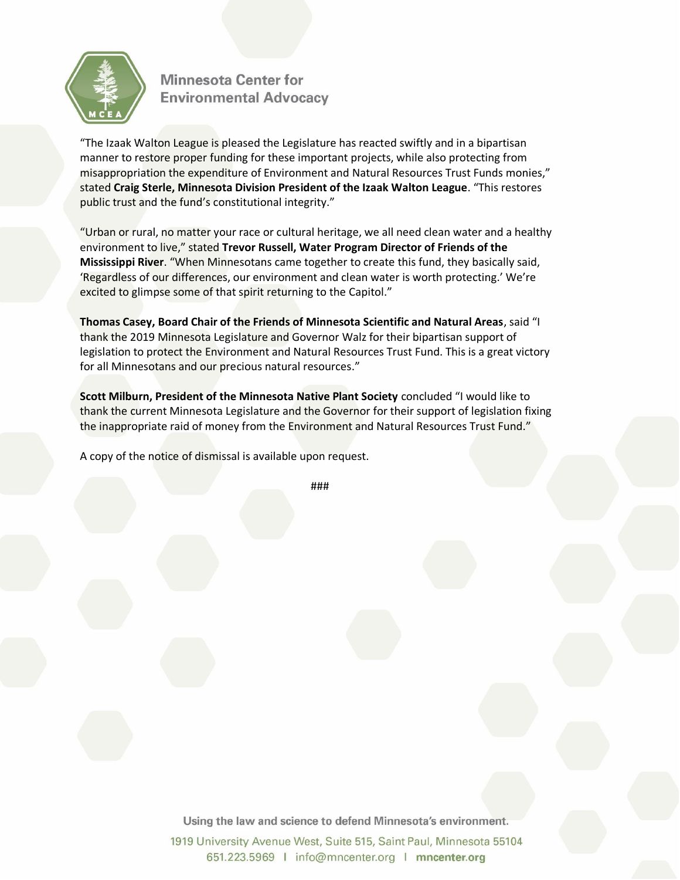"The Izaak Walton League is pleased the Legislature has reacted swiftly and in a bipartisan manner to restore proper funding for these important projects, while also protecting from misappropriation the expenditure of Environment and Natural Resources Trust Funds monies," stated **Craig Sterle, Minnesota Division President of the Izaak Walton League**. "This restores public trust and the fund's constitutional integrity."

"Urban or rural, no matter your race or cultural heritage, we all need clean water and a healthy environment to live," stated **Trevor Russell, Water Program Director of Friends of the Mississippi River**. "When Minnesotans came together to create this fund, they basically said, 'Regardless of our differences, our environment and clean water is worth protecting.' We're excited to glimpse some of that spirit returning to the Capitol."

**Thomas Casey, Board Chair of the Friends of Minnesota Scientific and Natural Areas**, said "I thank the 2019 Minnesota Legislature and Governor Walz for their bipartisan support of legislation to protect the Environment and Natural Resources Trust Fund. This is a great victory for all Minnesotans and our precious natural resources."

**Scott Milburn, President of the Minnesota Native Plant Society** concluded "I would like to thank the current Minnesota Legislature and the Governor for their support of legislation fixing the inappropriate raid of money from the Environment and Natural Resources Trust Fund."

A copy of the notice of dismissal is available upon request.

###